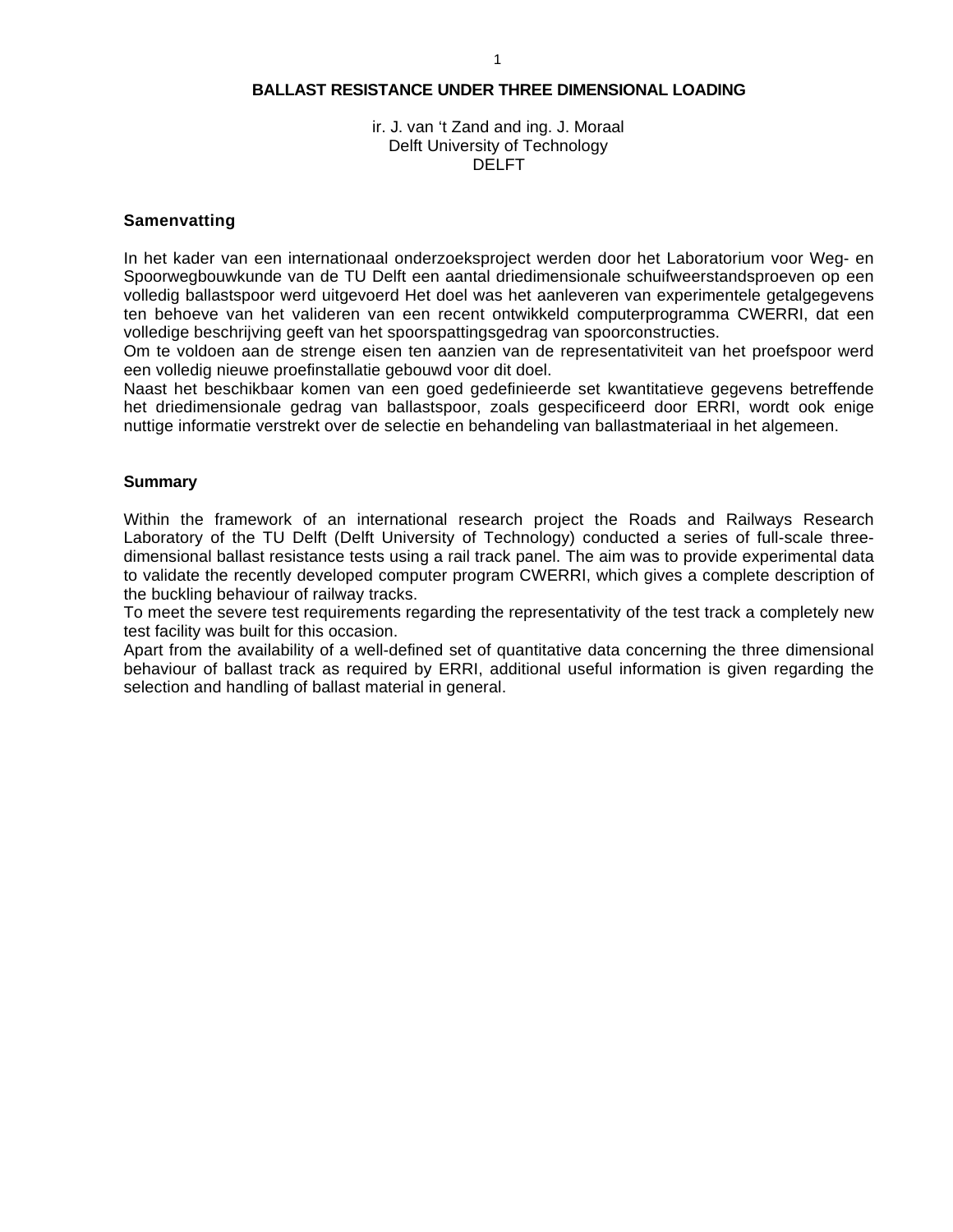# BALLAST RESISTANCE UNDER THREE DIMENSIONAL LOADING

ir. J. van ‘t Zand and ing. J. Moraal
Delft University of Technology
DELFT

## Samenvatting

In het kader van een internationaal onderzoeksproject werden door het Laboratorium voor Weg- en Spoorwegbouwkunde van de TU Delft een aantal driedimensionale schuifweerstandsproeven op een volledig ballastspoor werd uitgevoerd Het doel was het aanleveren van experimentele getalgegevens ten behoeve van het valideren van een recent ontwikkeld computerprogramma CWERRI, dat een volledige beschrijving geeft van het spoorspattingsgedrag van spoorconstructies.
Om te voldoen aan de strenge eisen ten aanzien van de representativiteit van het proefspoor werd een volledig nieuwe proefinstallatie gebouwd voor dit doel.
Naast het beschikbaar komen van een goed gedefinieerde set kwantitatieve gegevens betreffende het driedimensionale gedrag van ballastspoor, zoals gespecificeerd door ERRI, wordt ook enige nuttige informatie verstrekt over de selectie en behandeling van ballastmateriaal in het algemeen.

## Summary

Within the framework of an international research project the Roads and Railways Research Laboratory of the TU Delft (Delft University of Technology) conducted a series of full-scale three-dimensional ballast resistance tests using a rail track panel. The aim was to provide experimental data to validate the recently developed computer program CWERRI, which gives a complete description of the buckling behaviour of railway tracks.
To meet the severe test requirements regarding the representativity of the test track a completely new test facility was built for this occasion.
Apart from the availability of a well-defined set of quantitative data concerning the three dimensional behaviour of ballast track as required by ERRI, additional useful information is given regarding the selection and handling of ballast material in general.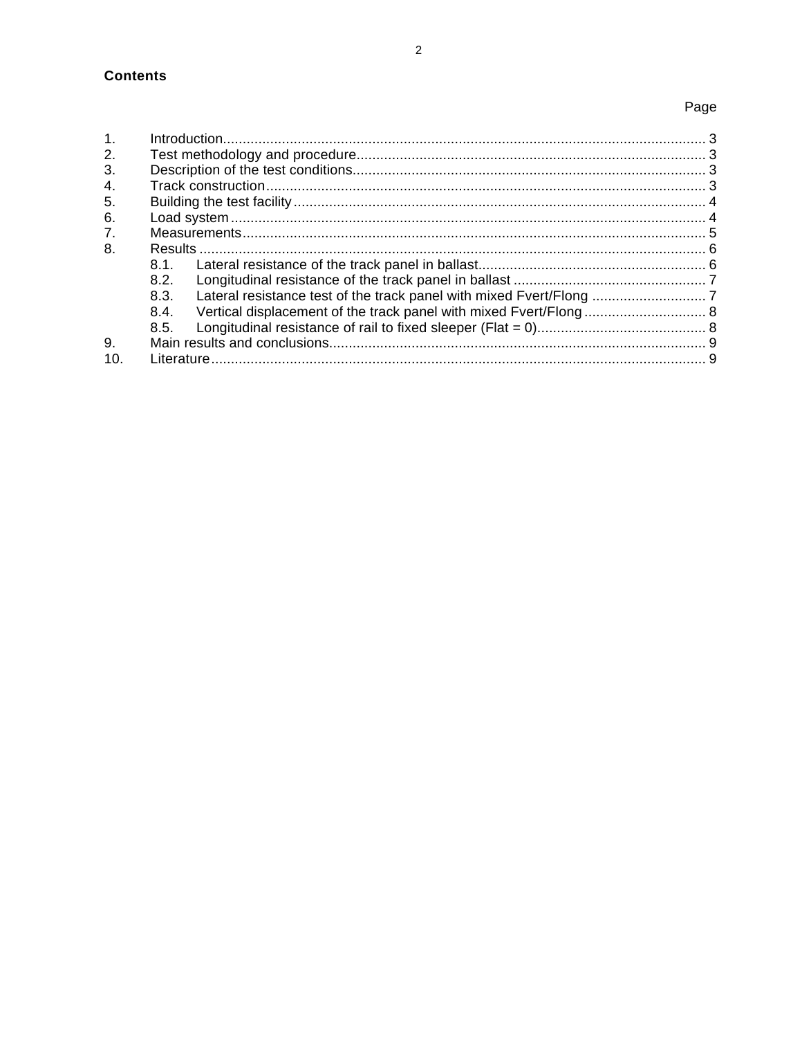## Contents

| | | Page |
|---|---|---|
| 1. | Introduction | 3 |
| 2. | Test methodology and procedure | 3 |
| 3. | Description of the test conditions | 3 |
| 4. | Track construction | 3 |
| 5. | Building the test facility | 4 |
| 6. | Load system | 4 |
| 7. | Measurements | 5 |
| 8. | Results | 6 |
| | 8.1. Lateral resistance of the track panel in ballast | 6 |
| | 8.2. Longitudinal resistance of the track panel in ballast | 7 |
| | 8.3. Lateral resistance test of the track panel with mixed Fvert/Flong | 7 |
| | 8.4. Vertical displacement of the track panel with mixed Fvert/Flong | 8 |
| | 8.5. Longitudinal resistance of rail to fixed sleeper (Flat = 0) | 8 |
| 9. | Main results and conclusions | 9 |
| 10. | Literature | 9 |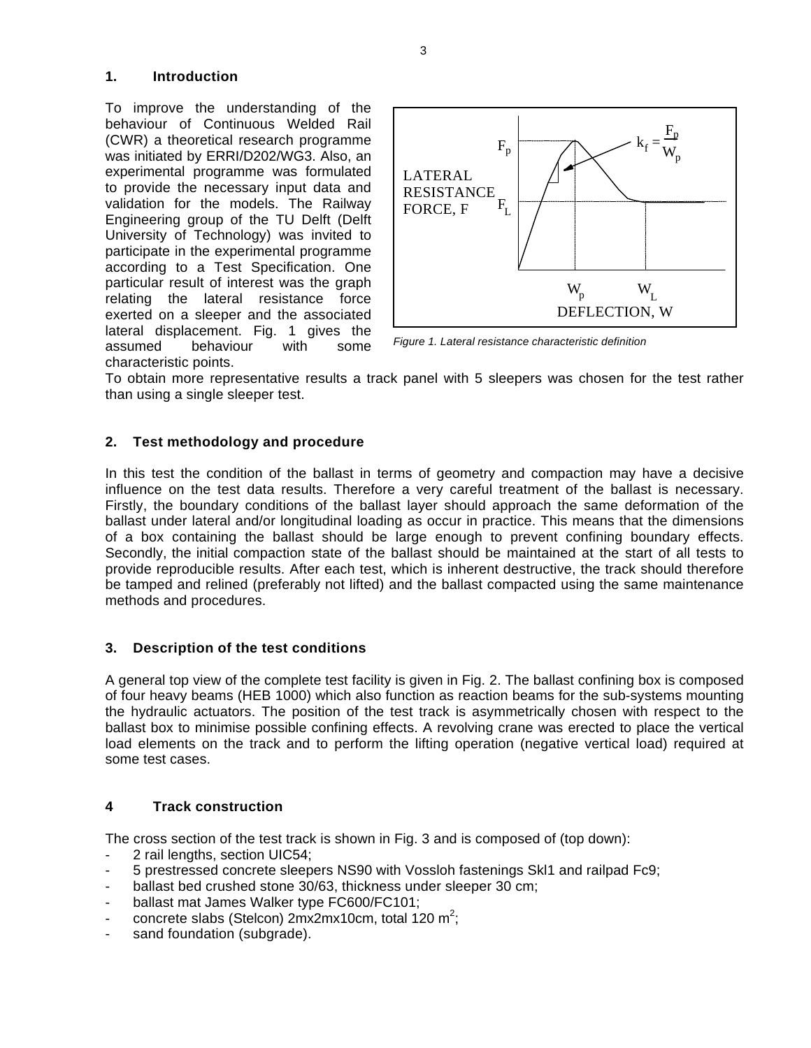## 1. Introduction

To improve the understanding of the behaviour of Continuous Welded Rail (CWR) a theoretical research programme was initiated by ERRI/D202/WG3. Also, an experimental programme was formulated to provide the necessary input data and validation for the models. The Railway Engineering group of the TU Delft (Delft University of Technology) was invited to participate in the experimental programme according to a Test Specification. One particular result of interest was the graph relating the lateral resistance force exerted on a sleeper and the associated lateral displacement. Fig. 1 gives the assumed behaviour with some characteristic points.

*Figure 1. Lateral resistance characteristic definition*

To obtain more representative results a track panel with 5 sleepers was chosen for the test rather than using a single sleeper test.

## 2. Test methodology and procedure

In this test the condition of the ballast in terms of geometry and compaction may have a decisive influence on the test data results. Therefore a very careful treatment of the ballast is necessary. Firstly, the boundary conditions of the ballast layer should approach the same deformation of the ballast under lateral and/or longitudinal loading as occur in practice. This means that the dimensions of a box containing the ballast should be large enough to prevent confining boundary effects. Secondly, the initial compaction state of the ballast should be maintained at the start of all tests to provide reproducible results. After each test, which is inherent destructive, the track should therefore be tamped and relined (preferably not lifted) and the ballast compacted using the same maintenance methods and procedures.

## 3. Description of the test conditions

A general top view of the complete test facility is given in Fig. 2. The ballast confining box is composed of four heavy beams (HEB 1000) which also function as reaction beams for the sub-systems mounting the hydraulic actuators. The position of the test track is asymmetrically chosen with respect to the ballast box to minimise possible confining effects. A revolving crane was erected to place the vertical load elements on the track and to perform the lifting operation (negative vertical load) required at some test cases.

## 4 Track construction

The cross section of the test track is shown in Fig. 3 and is composed of (top down):

- 2 rail lengths, section UIC54;
- 5 prestressed concrete sleepers NS90 with Vossloh fastenings Skl1 and railpad Fc9;
- ballast bed crushed stone 30/63, thickness under sleeper 30 cm;
- ballast mat James Walker type FC600/FC101;
- concrete slabs (Stelcon) 2mx2mx10cm, total 120 $m^2$;
- sand foundation (subgrade).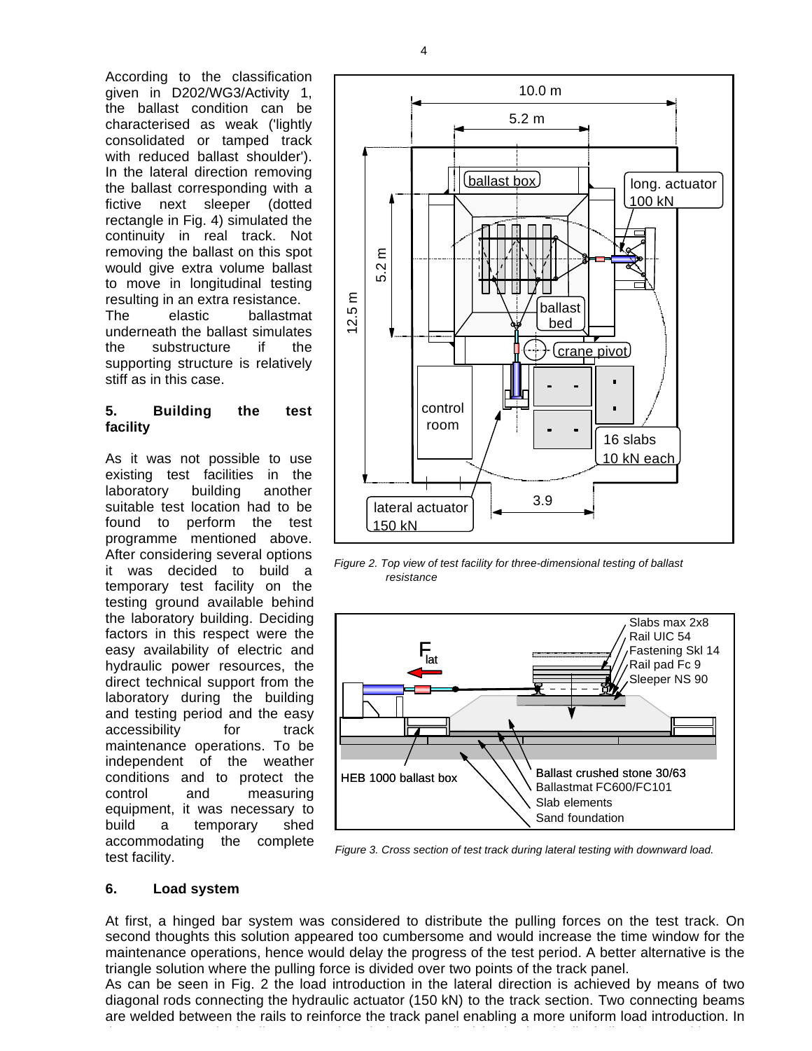According to the classification given in D202/WG3/Activity 1, the ballast condition can be characterised as weak ('lightly consolidated or tamped track with reduced ballast shoulder'). In the lateral direction removing the ballast corresponding with a fictive next sleeper (dotted rectangle in Fig. 4) simulated the continuity in real track. Not removing the ballast on this spot would give extra volume ballast to move in longitudinal testing resulting in an extra resistance.

The elastic ballastmat underneath the ballast simulates the substructure if the supporting structure is relatively stiff as in this case.

## 5. Building the test facility

As it was not possible to use existing test facilities in the laboratory building another suitable test location had to be found to perform the test programme mentioned above. After considering several options it was decided to build a temporary test facility on the testing ground available behind the laboratory building. Deciding factors in this respect were the easy availability of electric and hydraulic power resources, the direct technical support from the laboratory during the building and testing period and the easy accessibility for track maintenance operations. To be independent of the weather conditions and to protect the control and measuring equipment, it was necessary to build a temporary shed accommodating the complete test facility.

*Figure 2. Top view of test facility for three-dimensional testing of ballast resistance*

*Figure 3. Cross section of test track during lateral testing with downward load.*

## 6. Load system

At first, a hinged bar system was considered to distribute the pulling forces on the test track. On second thoughts this solution appeared too cumbersome and would increase the time window for the maintenance operations, hence would delay the progress of the test period. A better alternative is the triangle solution where the pulling force is divided over two points of the track panel.

As can be seen in Fig. 2 the load introduction in the lateral direction is achieved by means of two diagonal rods connecting the hydraulic actuator (150 kN) to the track section. Two connecting beams are welded between the rails to reinforce the track panel enabling a more uniform load introduction. In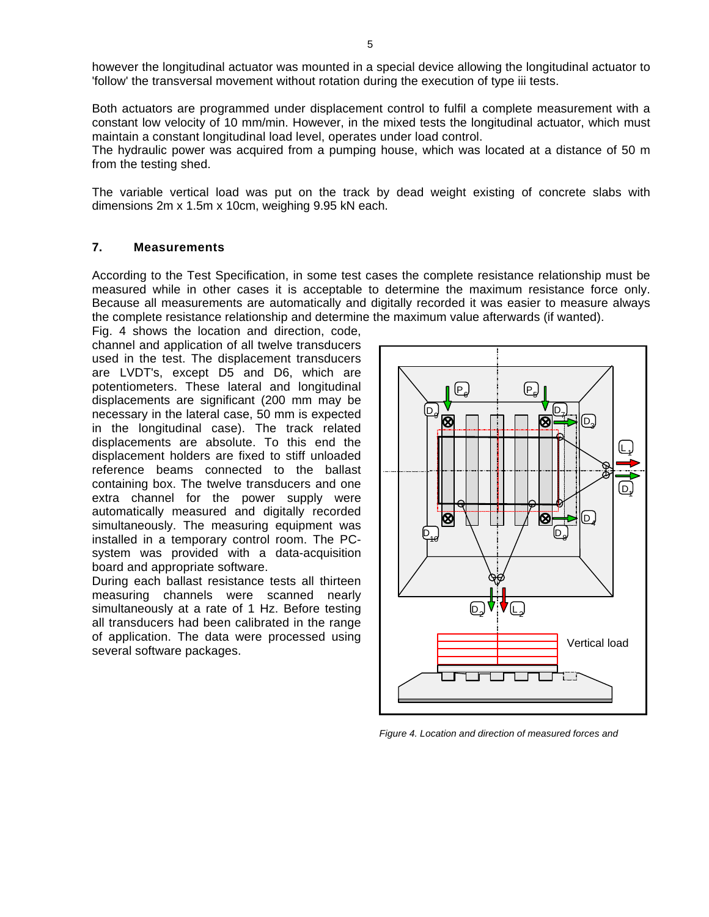however the longitudinal actuator was mounted in a special device allowing the longitudinal actuator to 'follow' the transversal movement without rotation during the execution of type iii tests.

Both actuators are programmed under displacement control to fulfil a complete measurement with a constant low velocity of 10 mm/min. However, in the mixed tests the longitudinal actuator, which must maintain a constant longitudinal load level, operates under load control.
The hydraulic power was acquired from a pumping house, which was located at a distance of 50 m from the testing shed.

The variable vertical load was put on the track by dead weight existing of concrete slabs with dimensions 2m x 1.5m x 10cm, weighing 9.95 kN each.

## 7. Measurements

According to the Test Specification, in some test cases the complete resistance relationship must be measured while in other cases it is acceptable to determine the maximum resistance force only. Because all measurements are automatically and digitally recorded it was easier to measure always the complete resistance relationship and determine the maximum value afterwards (if wanted).
Fig. 4 shows the location and direction, code, channel and application of all twelve transducers used in the test. The displacement transducers are LVDT's, except D5 and D6, which are potentiometers. These lateral and longitudinal displacements are significant (200 mm may be necessary in the lateral case, 50 mm is expected in the longitudinal case). The track related displacements are absolute. To this end the displacement holders are fixed to stiff unloaded reference beams connected to the ballast containing box. The twelve transducers and one extra channel for the power supply were automatically measured and digitally recorded simultaneously. The measuring equipment was installed in a temporary control room. The PC-system was provided with a data-acquisition board and appropriate software.
During each ballast resistance tests all thirteen measuring channels were scanned nearly simultaneously at a rate of 1 Hz. Before testing all transducers had been calibrated in the range of application. The data were processed using several software packages.

*Figure 4. Location and direction of measured forces and*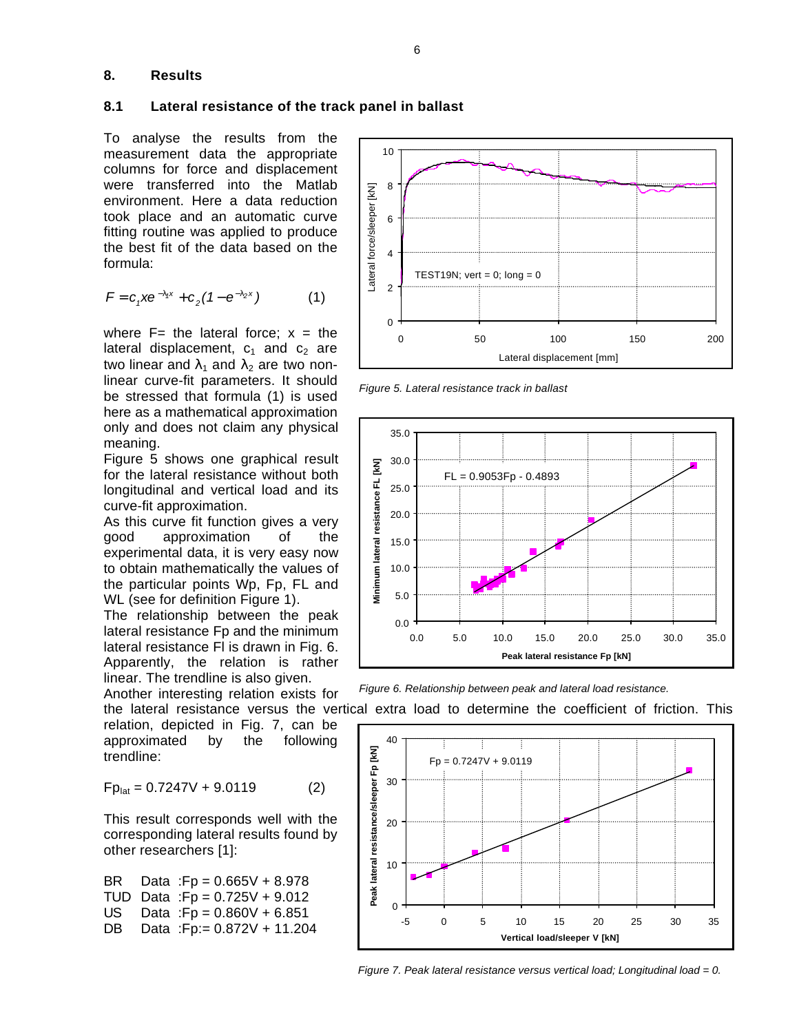## 8. Results

### 8.1 Lateral resistance of the track panel in ballast

To analyse the results from the measurement data the appropriate columns for force and displacement were transferred into the Matlab environment. Here a data reduction took place and an automatic curve fitting routine was applied to produce the best fit of the data based on the formula:

$$F = c_1 x e^{-\lambda_1 x} + c_2 (1 - e^{-\lambda_2 x}) \qquad (1)$$

where F= the lateral force; x = the lateral displacement, $c_1$ and $c_2$ are two linear and $\lambda_1$ and $\lambda_2$ are two non-linear curve-fit parameters. It should be stressed that formula (1) is used here as a mathematical approximation only and does not claim any physical meaning.

Figure 5 shows one graphical result for the lateral resistance without both longitudinal and vertical load and its curve-fit approximation.

As this curve fit function gives a very good approximation of the experimental data, it is very easy now to obtain mathematically the values of the particular points Wp, Fp, FL and WL (see for definition Figure 1).

The relationship between the peak lateral resistance Fp and the minimum lateral resistance Fl is drawn in Fig. 6. Apparently, the relation is rather linear. The trendline is also given.

*Figure 5. Lateral resistance track in ballast*

*Figure 6. Relationship between peak and lateral load resistance.*

Another interesting relation exists for the lateral resistance versus the vertical extra load to determine the coefficient of friction. This relation, depicted in Fig. 7, can be approximated by the following trendline:

$$Fp_{lat} = 0.7247V + 9.0119 \qquad (2)$$

This result corresponds well with the corresponding lateral results found by other researchers [1]:

BR Data : $Fp = 0.665V + 8.978$
TUD Data : $Fp = 0.725V + 9.012$
US Data : $Fp = 0.860V + 6.851$
DB Data : $Fp := 0.872V + 11.204$

*Figure 7. Peak lateral resistance versus vertical load; Longitudinal load = 0.*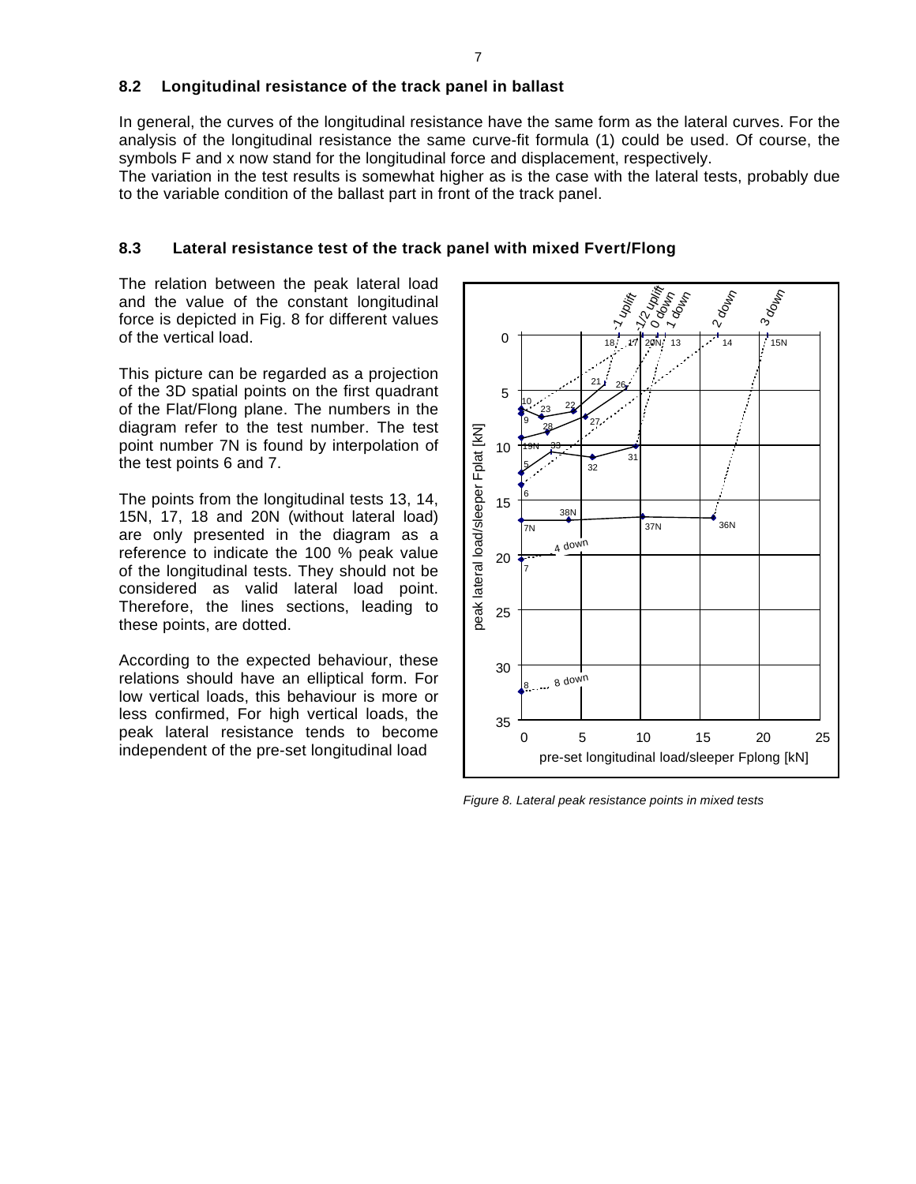## 8.2 Longitudinal resistance of the track panel in ballast

In general, the curves of the longitudinal resistance have the same form as the lateral curves. For the analysis of the longitudinal resistance the same curve-fit formula (1) could be used. Of course, the symbols F and x now stand for the longitudinal force and displacement, respectively.
The variation in the test results is somewhat higher as is the case with the lateral tests, probably due to the variable condition of the ballast part in front of the track panel.

## 8.3 Lateral resistance test of the track panel with mixed Fvert/Flong

The relation between the peak lateral load and the value of the constant longitudinal force is depicted in Fig. 8 for different values of the vertical load.

This picture can be regarded as a projection of the 3D spatial points on the first quadrant of the Flat/Flong plane. The numbers in the diagram refer to the test number. The test point number 7N is found by interpolation of the test points 6 and 7.

The points from the longitudinal tests 13, 14, 15N, 17, 18 and 20N (without lateral load) are only presented in the diagram as a reference to indicate the 100 % peak value of the longitudinal tests. They should not be considered as valid lateral load point. Therefore, the lines sections, leading to these points, are dotted.

According to the expected behaviour, these relations should have an elliptical form. For low vertical loads, this behaviour is more or less confirmed, For high vertical loads, the peak lateral resistance tends to become independent of the pre-set longitudinal load

*Figure 8. Lateral peak resistance points in mixed tests*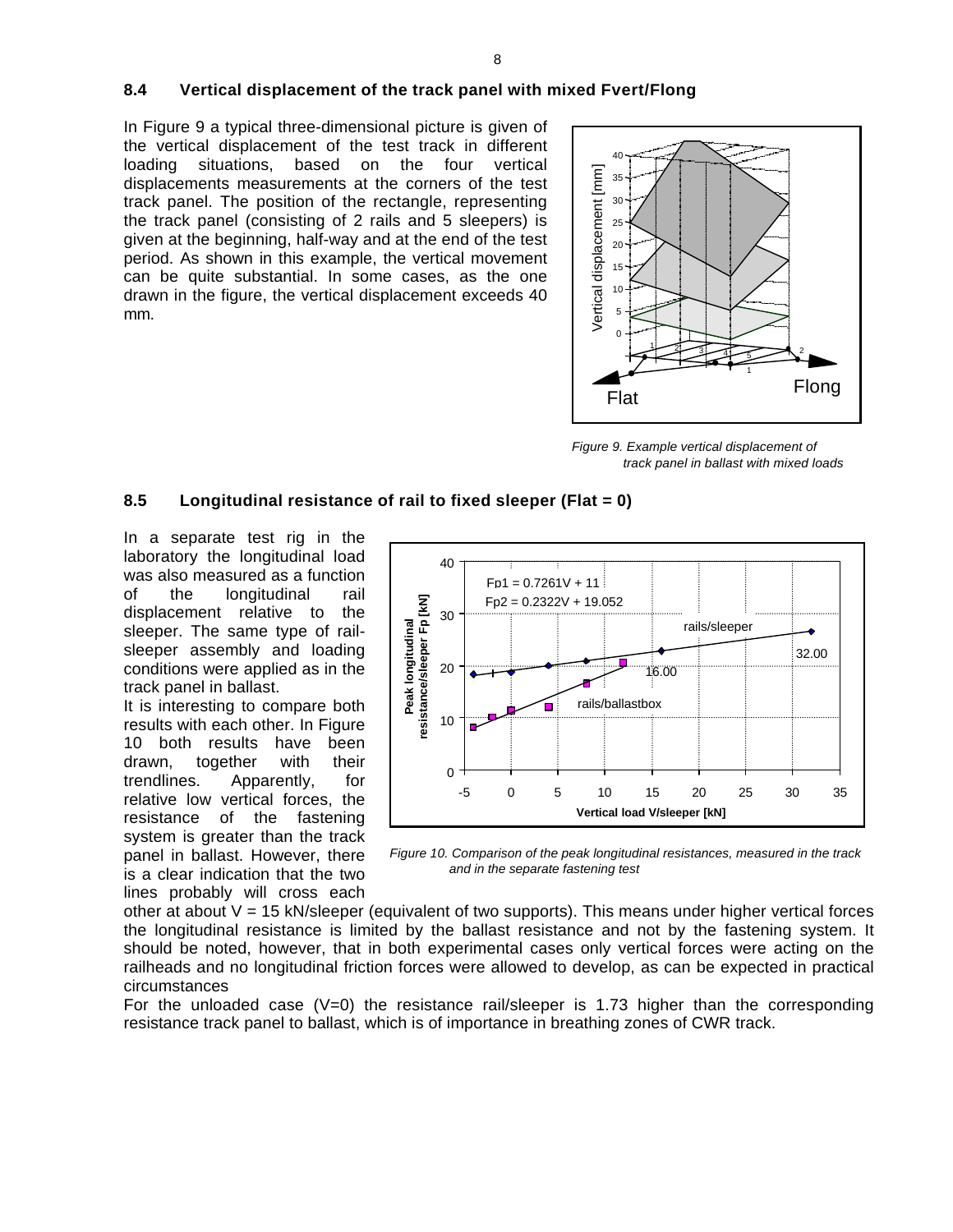## 8.4 Vertical displacement of the track panel with mixed Fvert/Flong

In Figure 9 a typical three-dimensional picture is given of the vertical displacement of the test track in different loading situations, based on the four vertical displacements measurements at the corners of the test track panel. The position of the rectangle, representing the track panel (consisting of 2 rails and 5 sleepers) is given at the beginning, half-way and at the end of the test period. As shown in this example, the vertical movement can be quite substantial. In some cases, as the one drawn in the figure, the vertical displacement exceeds 40 mm.

*Figure 9. Example vertical displacement of track panel in ballast with mixed loads*

## 8.5 Longitudinal resistance of rail to fixed sleeper (Flat = 0)

In a separate test rig in the laboratory the longitudinal load was also measured as a function of the longitudinal rail displacement relative to the sleeper. The same type of rail-sleeper assembly and loading conditions were applied as in the track panel in ballast.

It is interesting to compare both results with each other. In Figure 10 both results have been drawn, together with their trendlines. Apparently, for relative low vertical forces, the resistance of the fastening system is greater than the track panel in ballast. However, there is a clear indication that the two lines probably will cross each other at about V = 15 kN/sleeper (equivalent of two supports). This means under higher vertical forces the longitudinal resistance is limited by the ballast resistance and not by the fastening system. It should be noted, however, that in both experimental cases only vertical forces were acting on the railheads and no longitudinal friction forces were allowed to develop, as can be expected in practical circumstances

*Figure 10. Comparison of the peak longitudinal resistances, measured in the track and in the separate fastening test*

For the unloaded case (V=0) the resistance rail/sleeper is 1.73 higher than the corresponding resistance track panel to ballast, which is of importance in breathing zones of CWR track.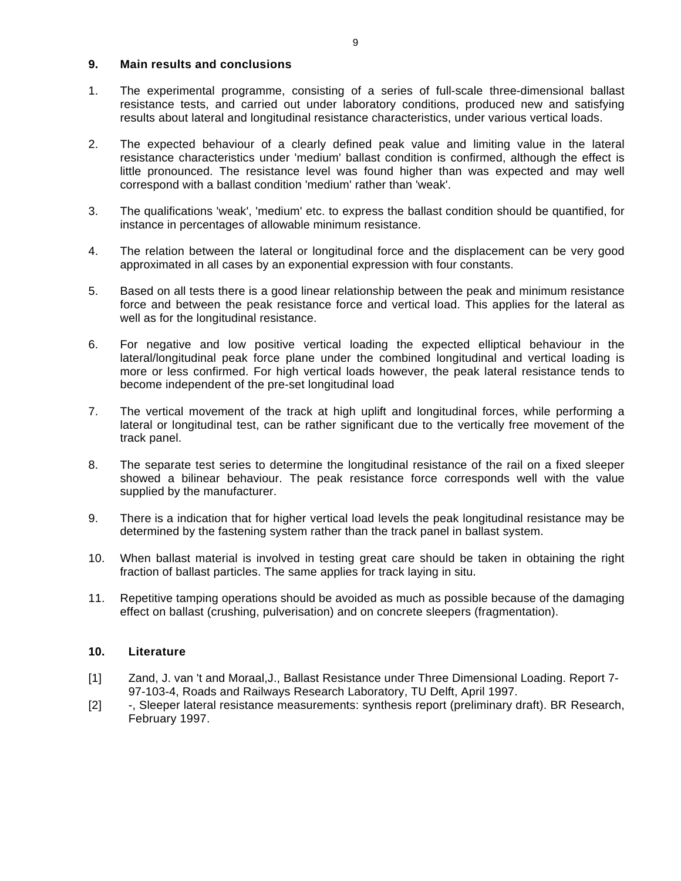## 9. Main results and conclusions

1. The experimental programme, consisting of a series of full-scale three-dimensional ballast resistance tests, and carried out under laboratory conditions, produced new and satisfying results about lateral and longitudinal resistance characteristics, under various vertical loads.

2. The expected behaviour of a clearly defined peak value and limiting value in the lateral resistance characteristics under 'medium' ballast condition is confirmed, although the effect is little pronounced. The resistance level was found higher than was expected and may well correspond with a ballast condition 'medium' rather than 'weak'.

3. The qualifications 'weak', 'medium' etc. to express the ballast condition should be quantified, for instance in percentages of allowable minimum resistance.

4. The relation between the lateral or longitudinal force and the displacement can be very good approximated in all cases by an exponential expression with four constants.

5. Based on all tests there is a good linear relationship between the peak and minimum resistance force and between the peak resistance force and vertical load. This applies for the lateral as well as for the longitudinal resistance.

6. For negative and low positive vertical loading the expected elliptical behaviour in the lateral/longitudinal peak force plane under the combined longitudinal and vertical loading is more or less confirmed. For high vertical loads however, the peak lateral resistance tends to become independent of the pre-set longitudinal load

7. The vertical movement of the track at high uplift and longitudinal forces, while performing a lateral or longitudinal test, can be rather significant due to the vertically free movement of the track panel.

8. The separate test series to determine the longitudinal resistance of the rail on a fixed sleeper showed a bilinear behaviour. The peak resistance force corresponds well with the value supplied by the manufacturer.

9. There is a indication that for higher vertical load levels the peak longitudinal resistance may be determined by the fastening system rather than the track panel in ballast system.

10. When ballast material is involved in testing great care should be taken in obtaining the right fraction of ballast particles. The same applies for track laying in situ.

11. Repetitive tamping operations should be avoided as much as possible because of the damaging effect on ballast (crushing, pulverisation) and on concrete sleepers (fragmentation).

## 10. Literature

[1] Zand, J. van 't and Moraal,J., Ballast Resistance under Three Dimensional Loading. Report 7-97-103-4, Roads and Railways Research Laboratory, TU Delft, April 1997.

[2] -, Sleeper lateral resistance measurements: synthesis report (preliminary draft). BR Research, February 1997.